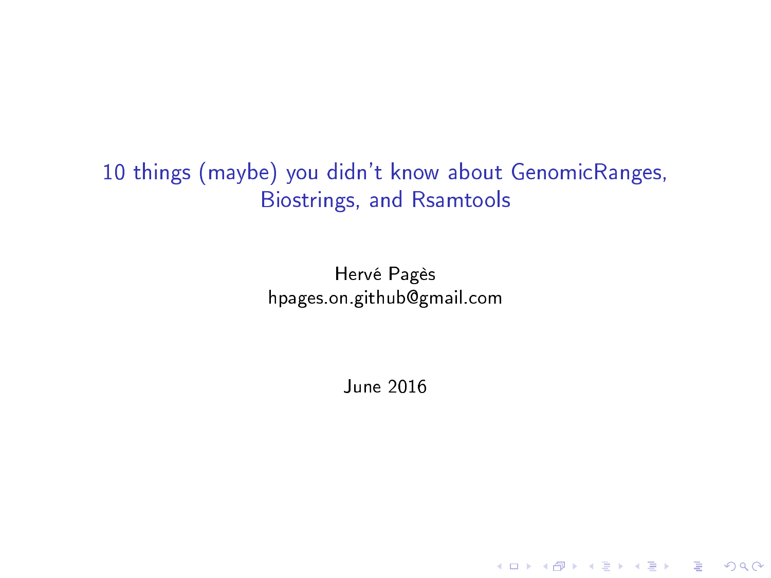# 10 things (maybe) you didn't know about GenomicRanges, Biostrings, and Rsamtools

Hervé Pagès
hpages.on.github@gmail.com

June 2016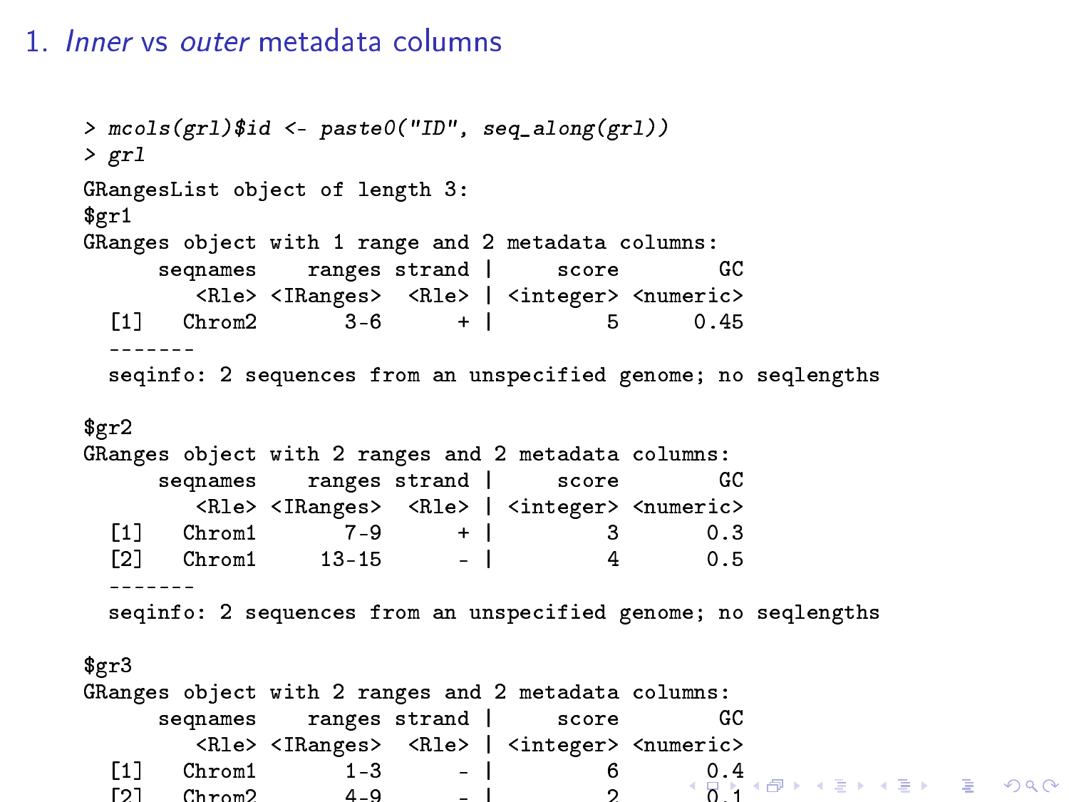# 1. *Inner* vs *outer* metadata columns

```
> mcols(grl)$id <- paste0("ID", seq_along(grl))
> grl
GRangesList object of length 3:
$gr1
GRanges object with 1 range and 2 metadata columns:
      seqnames    ranges strand |     score        GC
         <Rle> <IRanges>  <Rle> | <integer> <numeric>
  [1]   Chrom2       3-6      + |         5      0.45
  -------
  seqinfo: 2 sequences from an unspecified genome; no seqlengths

$gr2
GRanges object with 2 ranges and 2 metadata columns:
      seqnames    ranges strand |     score        GC
         <Rle> <IRanges>  <Rle> | <integer> <numeric>
  [1]   Chrom1       7-9      + |         3       0.3
  [2]   Chrom1     13-15      - |         4       0.5
  -------
  seqinfo: 2 sequences from an unspecified genome; no seqlengths

$gr3
GRanges object with 2 ranges and 2 metadata columns:
      seqnames    ranges strand |     score        GC
         <Rle> <IRanges>  <Rle> | <integer> <numeric>
  [1]   Chrom1       1-3      - |         6       0.4
  [2]   Chrom2       4-9      - |         2       0.1
```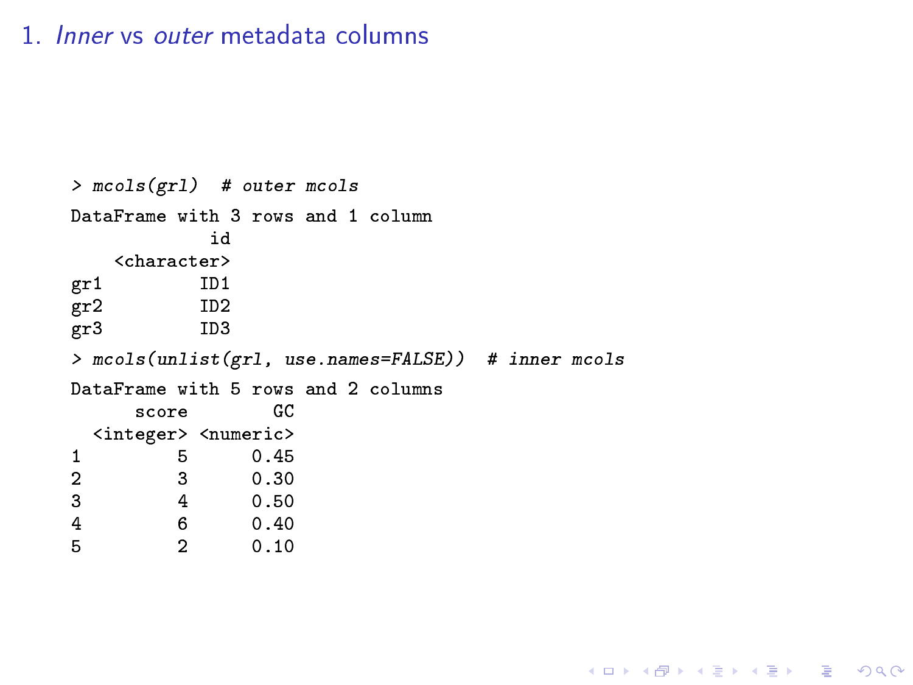# 1. *Inner* vs *outer* metadata columns

```
> mcols(grl)  # outer mcols
DataFrame with 3 rows and 1 column
             id
    <character>
gr1         ID1
gr2         ID2
gr3         ID3
> mcols(unlist(grl, use.names=FALSE))  # inner mcols
DataFrame with 5 rows and 2 columns
      score        GC
  <integer> <numeric>
1         5      0.45
2         3      0.30
3         4      0.50
4         6      0.40
5         2      0.10
```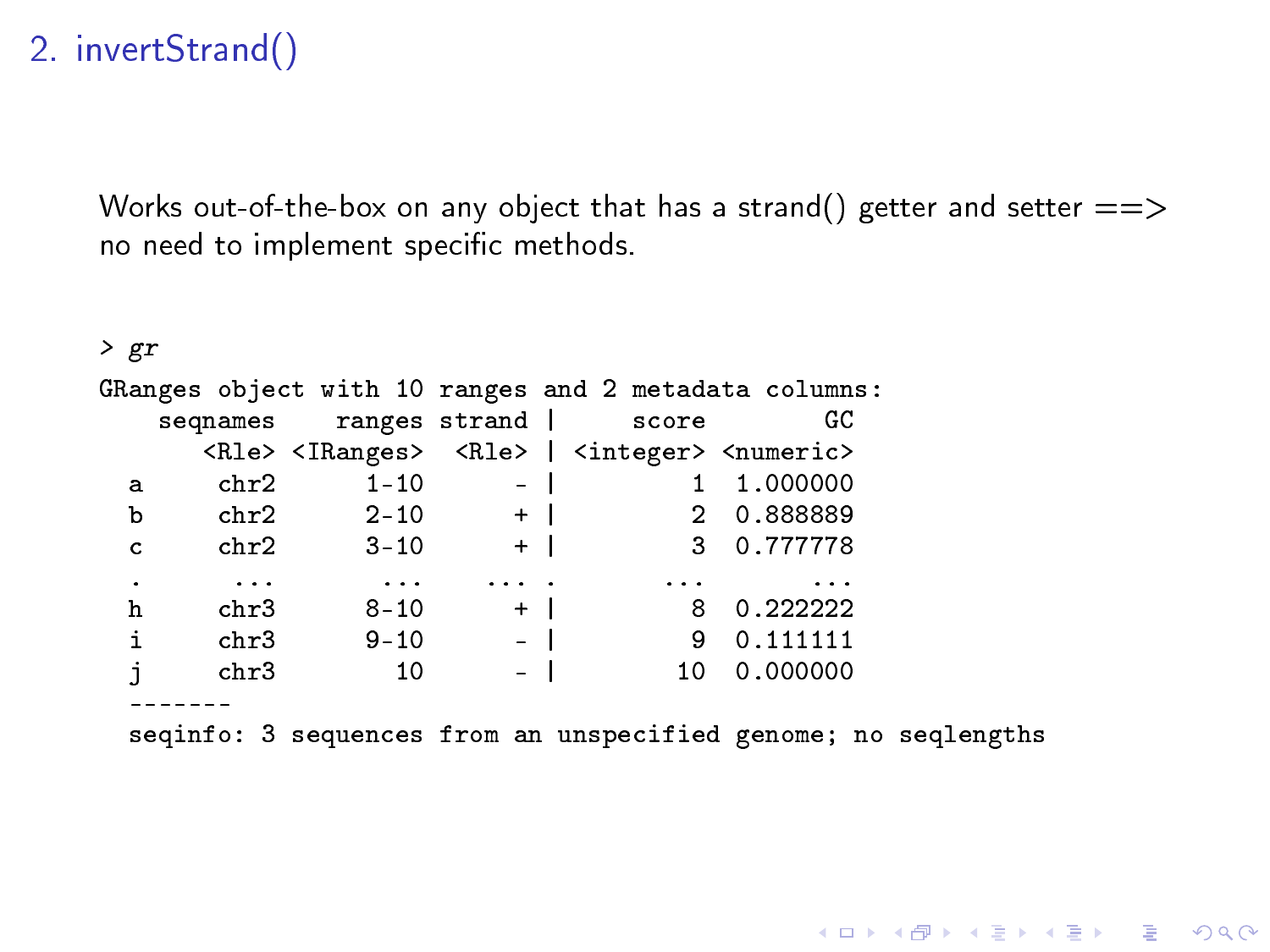## 2. invertStrand()

Works out-of-the-box on any object that has a strand() getter and setter ==> no need to implement specific methods.

```
> gr
GRanges object with 10 ranges and 2 metadata columns:
    seqnames    ranges strand |     score        GC
       <Rle> <IRanges>  <Rle> | <integer> <numeric>
  a     chr2      1-10      - |         1  1.000000
  b     chr2      2-10      + |         2  0.888889
  c     chr2      3-10      + |         3  0.777778
  .      ...       ...    ... .       ...       ...
  h     chr3      8-10      + |         8  0.222222
  i     chr3      9-10      - |         9  0.111111
  j     chr3        10      - |        10  0.000000
  -------
  seqinfo: 3 sequences from an unspecified genome; no seqlengths
```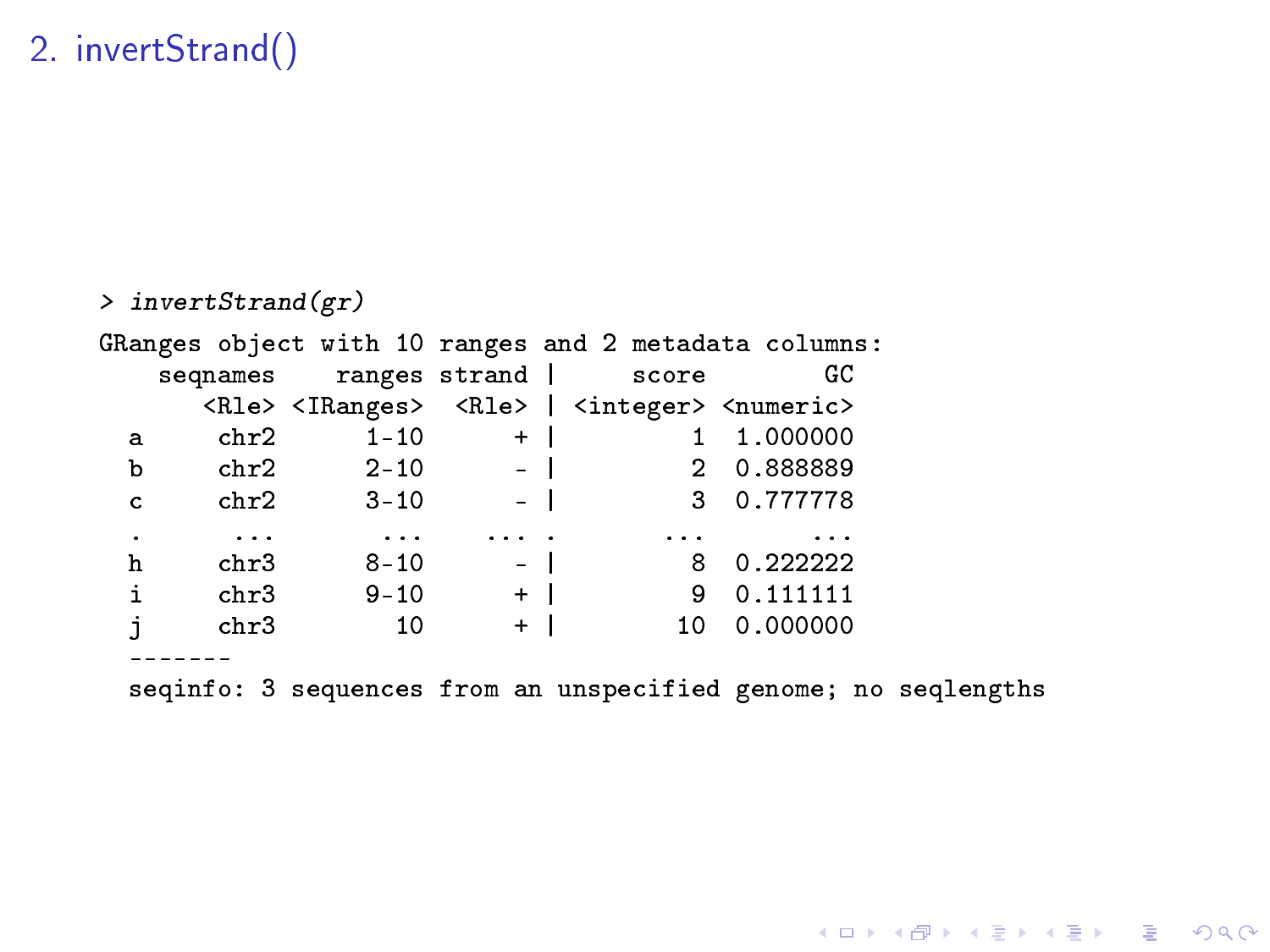## 2. invertStrand()

```
> invertStrand(gr)
GRanges object with 10 ranges and 2 metadata columns:
    seqnames    ranges strand |     score        GC
       <Rle> <IRanges>  <Rle> | <integer> <numeric>
  a     chr2      1-10      + |         1  1.000000
  b     chr2      2-10      - |         2  0.888889
  c     chr2      3-10      - |         3  0.777778
  .      ...       ...    ... .       ...       ...
  h     chr3      8-10      - |         8  0.222222
  i     chr3      9-10      + |         9  0.111111
  j     chr3        10      + |        10  0.000000
  -------
  seqinfo: 3 sequences from an unspecified genome; no seqlengths
```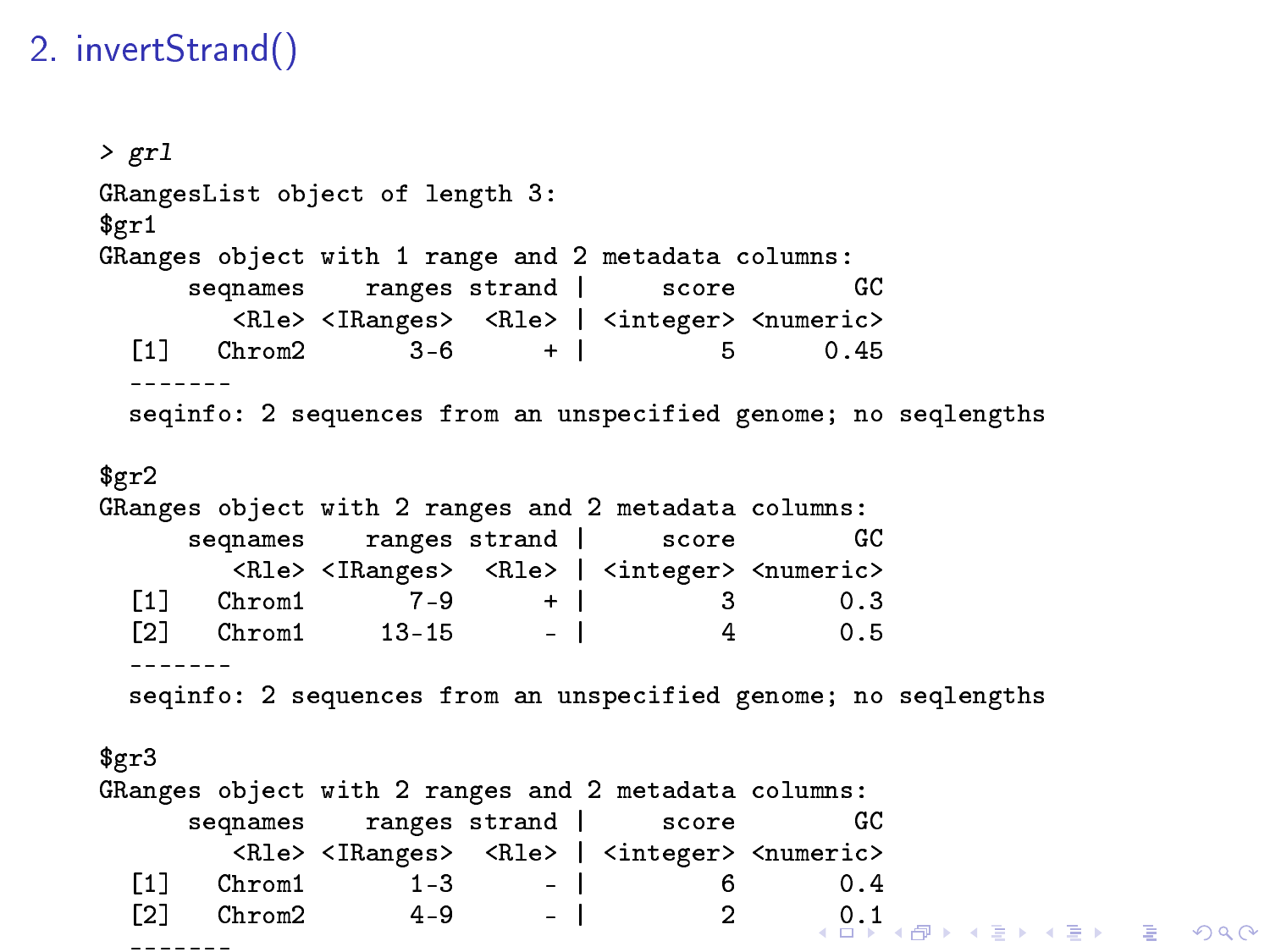## 2. invertStrand()

```
> grl
GRangesList object of length 3:
$gr1
GRanges object with 1 range and 2 metadata columns:
      seqnames    ranges strand |     score        GC
         <Rle> <IRanges>  <Rle> | <integer> <numeric>
  [1]   Chrom2       3-6      + |         5      0.45
  -------
  seqinfo: 2 sequences from an unspecified genome; no seqlengths

$gr2
GRanges object with 2 ranges and 2 metadata columns:
      seqnames    ranges strand |     score        GC
         <Rle> <IRanges>  <Rle> | <integer> <numeric>
  [1]   Chrom1       7-9      + |         3       0.3
  [2]   Chrom1     13-15      - |         4       0.5
  -------
  seqinfo: 2 sequences from an unspecified genome; no seqlengths

$gr3
GRanges object with 2 ranges and 2 metadata columns:
      seqnames    ranges strand |     score        GC
         <Rle> <IRanges>  <Rle> | <integer> <numeric>
  [1]   Chrom1       1-3      - |         6       0.4
  [2]   Chrom2       4-9      - |         2       0.1
  -------
```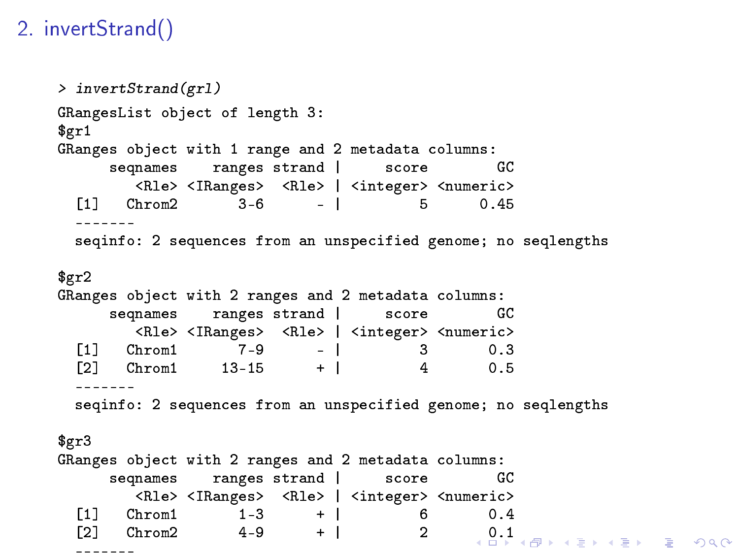## 2. invertStrand()

```
> invertStrand(grl)
GRangesList object of length 3:
$gr1
GRanges object with 1 range and 2 metadata columns:
      seqnames    ranges strand |     score        GC
         <Rle> <IRanges>  <Rle> | <integer> <numeric>
  [1]   Chrom2       3-6      - |         5      0.45
  -------
  seqinfo: 2 sequences from an unspecified genome; no seqlengths

$gr2
GRanges object with 2 ranges and 2 metadata columns:
      seqnames    ranges strand |     score        GC
         <Rle> <IRanges>  <Rle> | <integer> <numeric>
  [1]   Chrom1       7-9      - |         3       0.3
  [2]   Chrom1     13-15      + |         4       0.5
  -------
  seqinfo: 2 sequences from an unspecified genome; no seqlengths

$gr3
GRanges object with 2 ranges and 2 metadata columns:
      seqnames    ranges strand |     score        GC
         <Rle> <IRanges>  <Rle> | <integer> <numeric>
  [1]   Chrom1       1-3      + |         6       0.4
  [2]   Chrom2       4-9      + |         2       0.1
  -------
```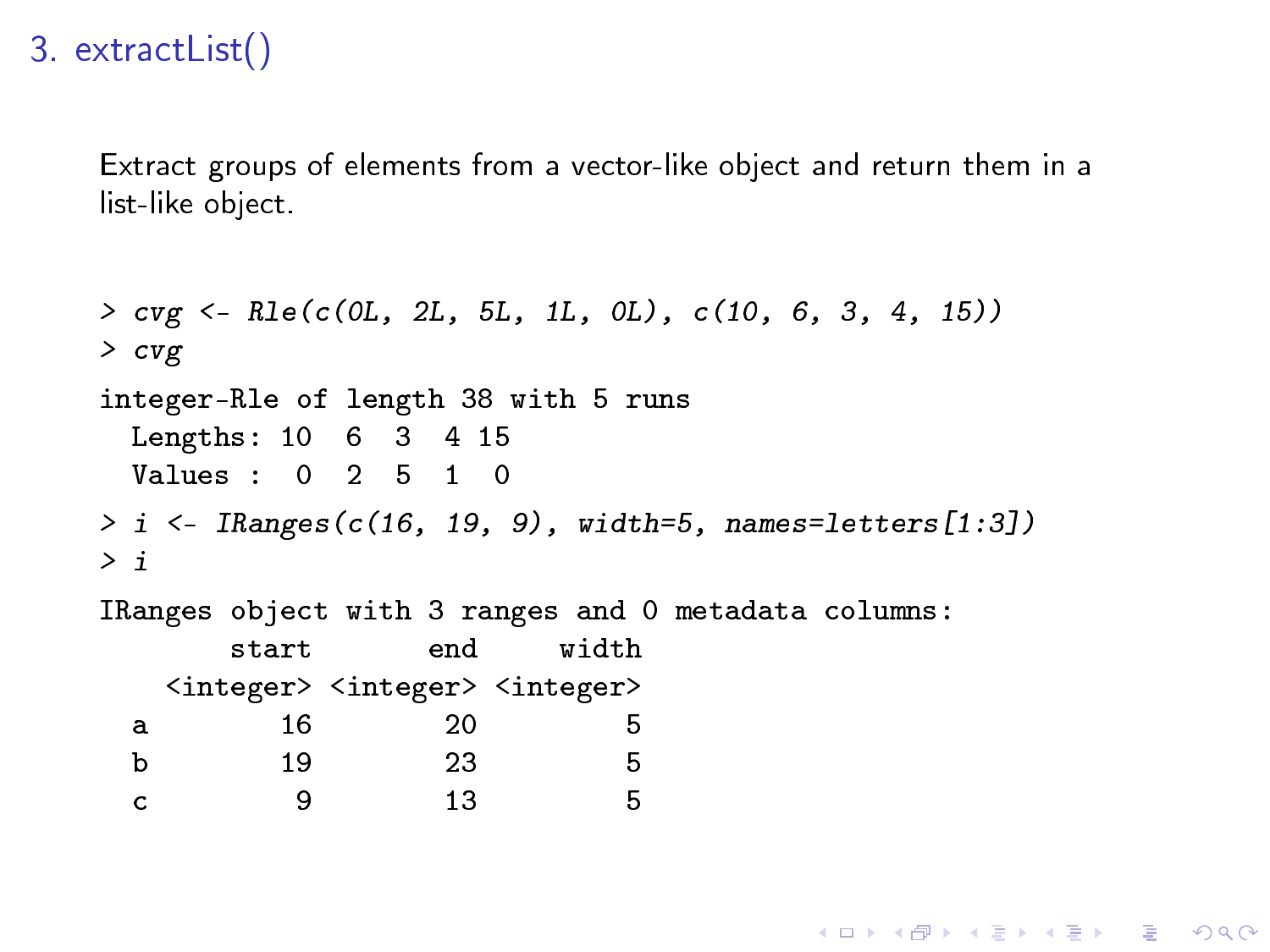## 3. extractList()

Extract groups of elements from a vector-like object and return them in a list-like object.

```
> cvg <- Rle(c(0L, 2L, 5L, 1L, 0L), c(10, 6, 3, 4, 15))
> cvg
integer-Rle of length 38 with 5 runs
  Lengths: 10  6  3  4 15
  Values :  0  2  5  1  0
> i <- IRanges(c(16, 19, 9), width=5, names=letters[1:3])
> i
IRanges object with 3 ranges and 0 metadata columns:
        start       end     width
    <integer> <integer> <integer>
  a        16        20         5
  b        19        23         5
  c         9        13         5
```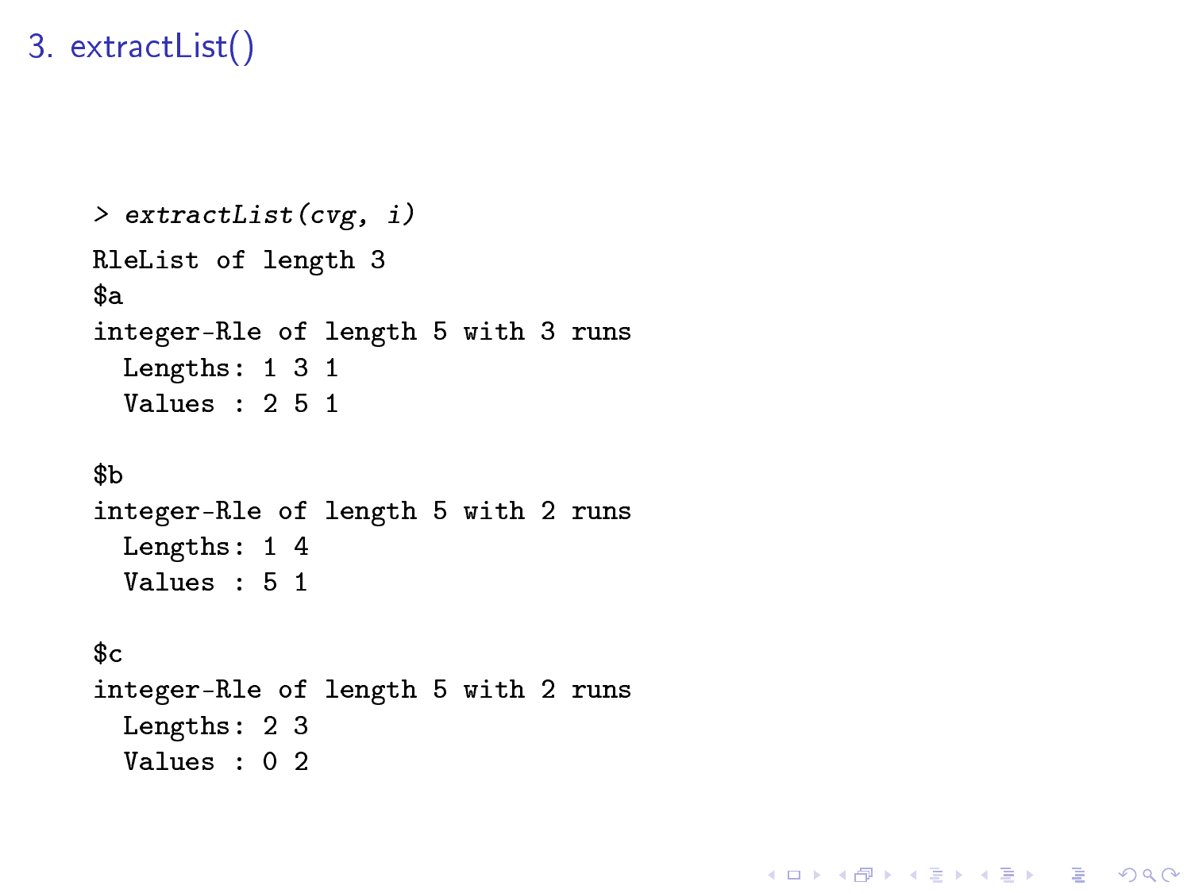# 3. extractList()

```
> extractList(cvg, i)
RleList of length 3
$a
integer-Rle of length 5 with 3 runs
  Lengths: 1 3 1
  Values : 2 5 1

$b
integer-Rle of length 5 with 2 runs
  Lengths: 1 4
  Values : 5 1

$c
integer-Rle of length 5 with 2 runs
  Lengths: 2 3
  Values : 0 2
```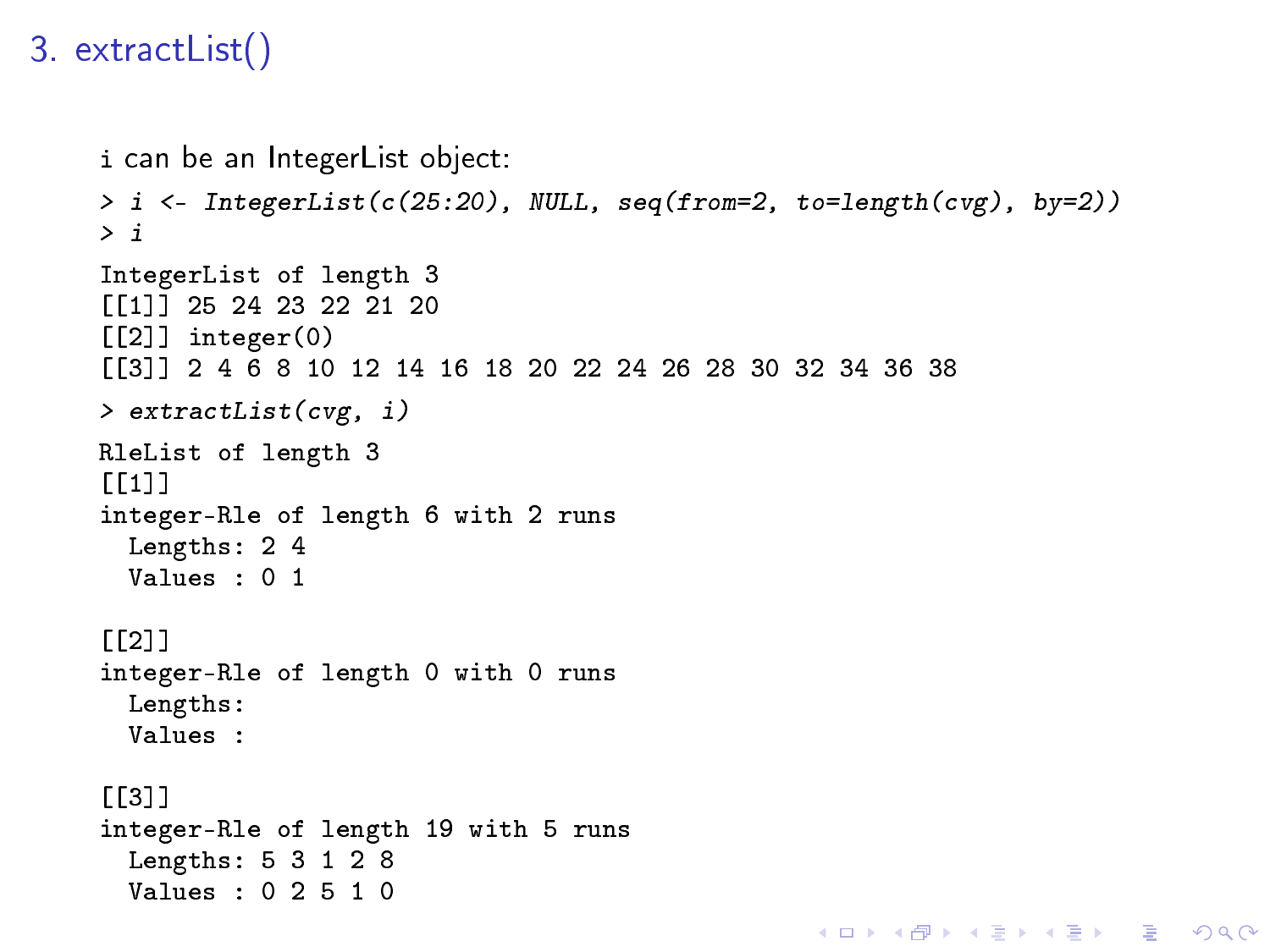# 3. extractList()

i can be an IntegerList object:

```
> i <- IntegerList(c(25:20), NULL, seq(from=2, to=length(cvg), by=2))
> i
IntegerList of length 3
[[1]] 25 24 23 22 21 20
[[2]] integer(0)
[[3]] 2 4 6 8 10 12 14 16 18 20 22 24 26 28 30 32 34 36 38
> extractList(cvg, i)
RleList of length 3
[[1]]
integer-Rle of length 6 with 2 runs
  Lengths: 2 4
  Values : 0 1

[[2]]
integer-Rle of length 0 with 0 runs
  Lengths:
  Values :

[[3]]
integer-Rle of length 19 with 5 runs
  Lengths: 5 3 1 2 8
  Values : 0 2 5 1 0
```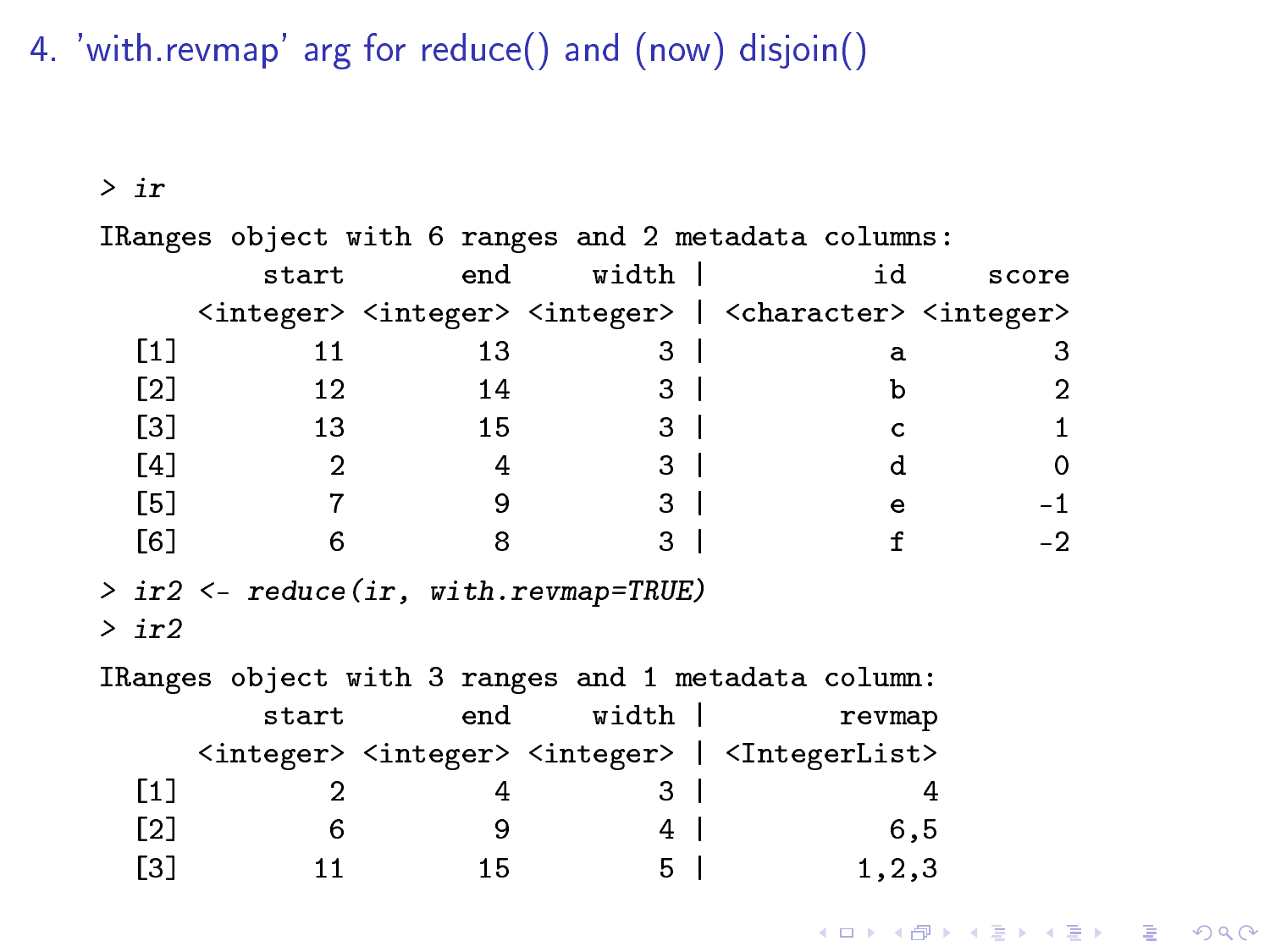# 4. 'with.revmap' arg for reduce() and (now) disjoin()

```
> ir
IRanges object with 6 ranges and 2 metadata columns:
          start       end     width |          id     score
      <integer> <integer> <integer> | <character> <integer>
  [1]        11        13         3 |           a         3
  [2]        12        14         3 |           b         2
  [3]        13        15         3 |           c         1
  [4]         2         4         3 |           d         0
  [5]         7         9         3 |           e        -1
  [6]         6         8         3 |           f        -2
> ir2 <- reduce(ir, with.revmap=TRUE)
> ir2
IRanges object with 3 ranges and 1 metadata column:
          start       end     width |        revmap
      <integer> <integer> <integer> | <IntegerList>
  [1]         2         4         3 |             4
  [2]         6         9         4 |           6,5
  [3]        11        15         5 |         1,2,3
```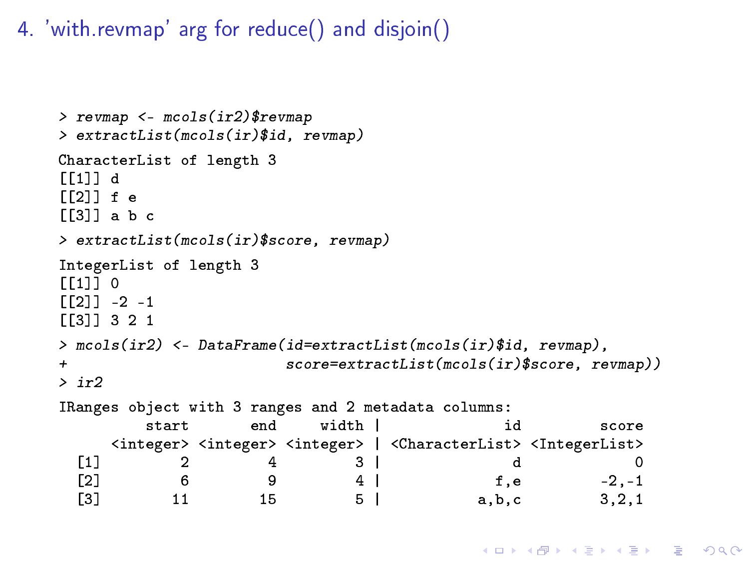# 4. 'with.revmap' arg for reduce() and disjoin()

```
> revmap <- mcols(ir2)$revmap
> extractList(mcols(ir)$id, revmap)
CharacterList of length 3
[[1]] d
[[2]] f e
[[3]] a b c
> extractList(mcols(ir)$score, revmap)
IntegerList of length 3
[[1]] 0
[[2]] -2 -1
[[3]] 3 2 1
> mcols(ir2) <- DataFrame(id=extractList(mcols(ir)$id, revmap),
+                         score=extractList(mcols(ir)$score, revmap))
> ir2
IRanges object with 3 ranges and 2 metadata columns:
          start       end     width |              id         score
      <integer> <integer> <integer> | <CharacterList> <IntegerList>
  [1]         2         4         3 |               d             0
  [2]         6         9         4 |             f,e         -2,-1
  [3]        11        15         5 |           a,b,c         3,2,1
```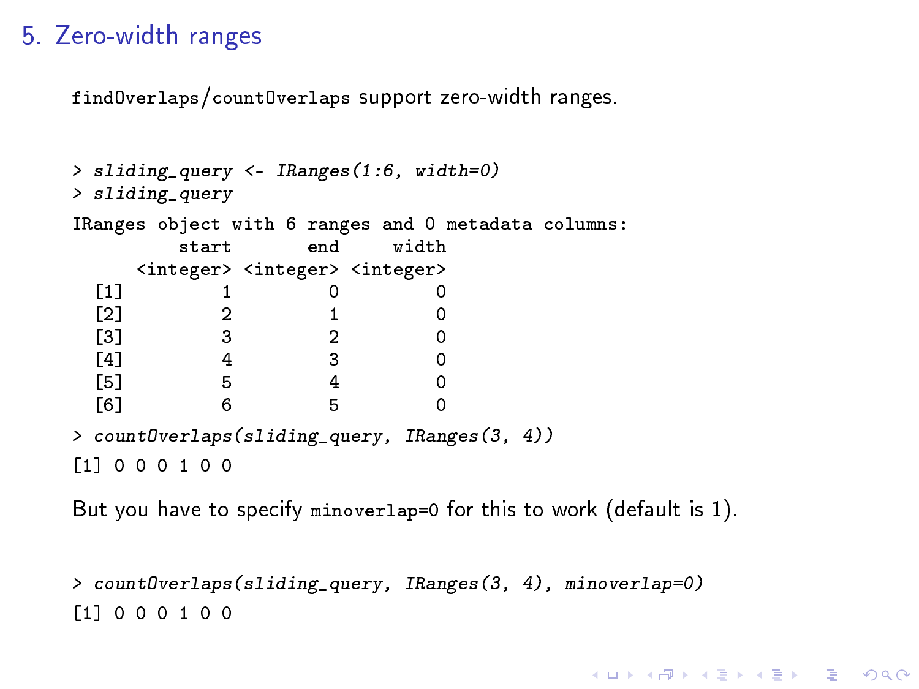# 5. Zero-width ranges

`findOverlaps`/`countOverlaps` support zero-width ranges.

```
> sliding_query <- IRanges(1:6, width=0)
> sliding_query
IRanges object with 6 ranges and 0 metadata columns:
          start       end     width
      <integer> <integer> <integer>
  [1]         1         0         0
  [2]         2         1         0
  [3]         3         2         0
  [4]         4         3         0
  [5]         5         4         0
  [6]         6         5         0
> countOverlaps(sliding_query, IRanges(3, 4))
[1] 0 0 0 1 0 0
```

But you have to specify `minoverlap=0` for this to work (default is 1).

```
> countOverlaps(sliding_query, IRanges(3, 4), minoverlap=0)
[1] 0 0 0 1 0 0
```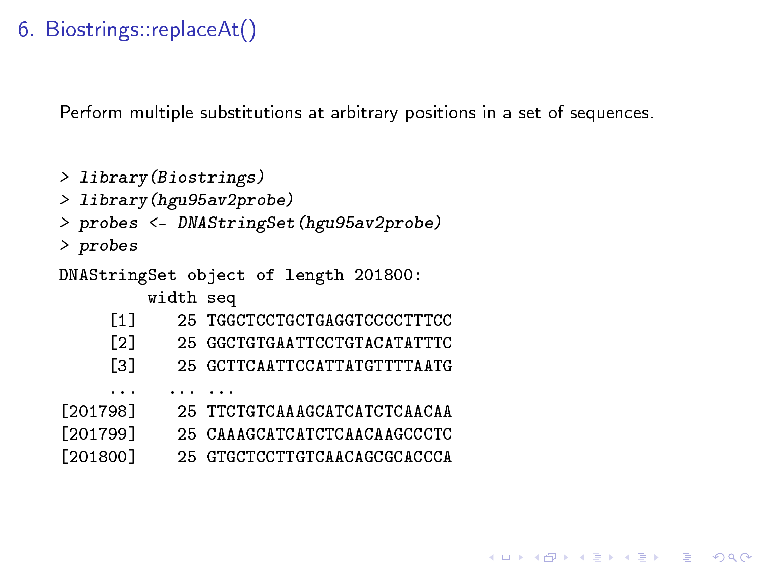# 6. Biostrings::replaceAt()

Perform multiple substitutions at arbitrary positions in a set of sequences.

```
> library(Biostrings)
> library(hgu95av2probe)
> probes <- DNAStringSet(hgu95av2probe)
> probes
DNAStringSet object of length 201800:
         width seq
     [1]    25 TGGCTCCTGCTGAGGTCCCCTTTCC
     [2]    25 GGCTGTGAATTCCTGTACATATTTC
     [3]    25 GCTTCAATTCCATTATGTTTTAATG
     ...   ... ...
[201798]    25 TTCTGTCAAAGCATCATCTCAACAA
[201799]    25 CAAAGCATCATCTCAACAAGCCCTC
[201800]    25 GTGCTCCTTGTCAACAGCGCACCCA
```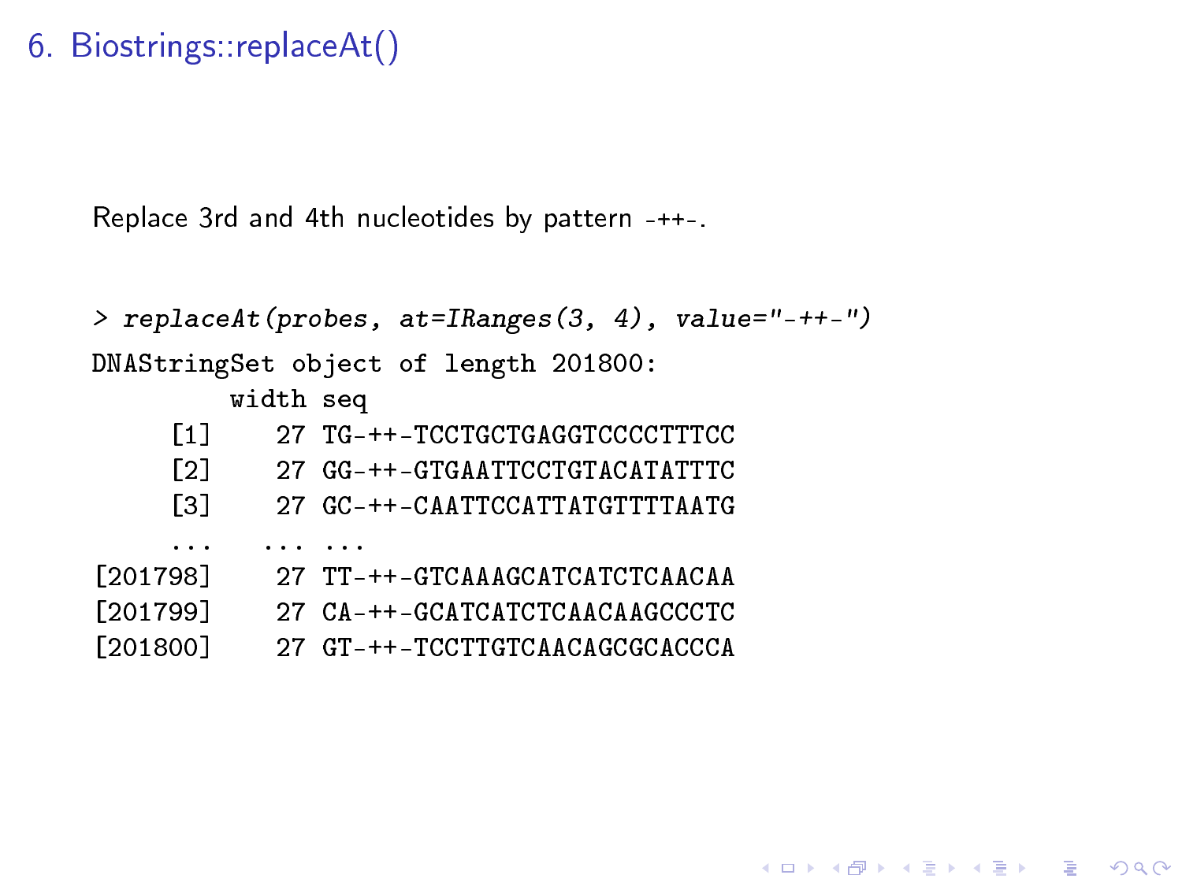# 6. Biostrings::replaceAt()

Replace 3rd and 4th nucleotides by pattern -++-.

```
> replaceAt(probes, at=IRanges(3, 4), value="-++-")
DNAStringSet object of length 201800:
         width seq
     [1]    27 TG-++-TCCTGCTGAGGTCCCCTTTCC
     [2]    27 GG-++-GTGAATTCCTGTACATATTTC
     [3]    27 GC-++-CAATTCCATTATGTTTTAATG
     ...   ... ...
[201798]    27 TT-++-GTCAAAGCATCATCTCAACAA
[201799]    27 CA-++-GCATCATCTCAACAAGCCCTC
[201800]    27 GT-++-TCCTTGTCAACAGCGCACCCA
```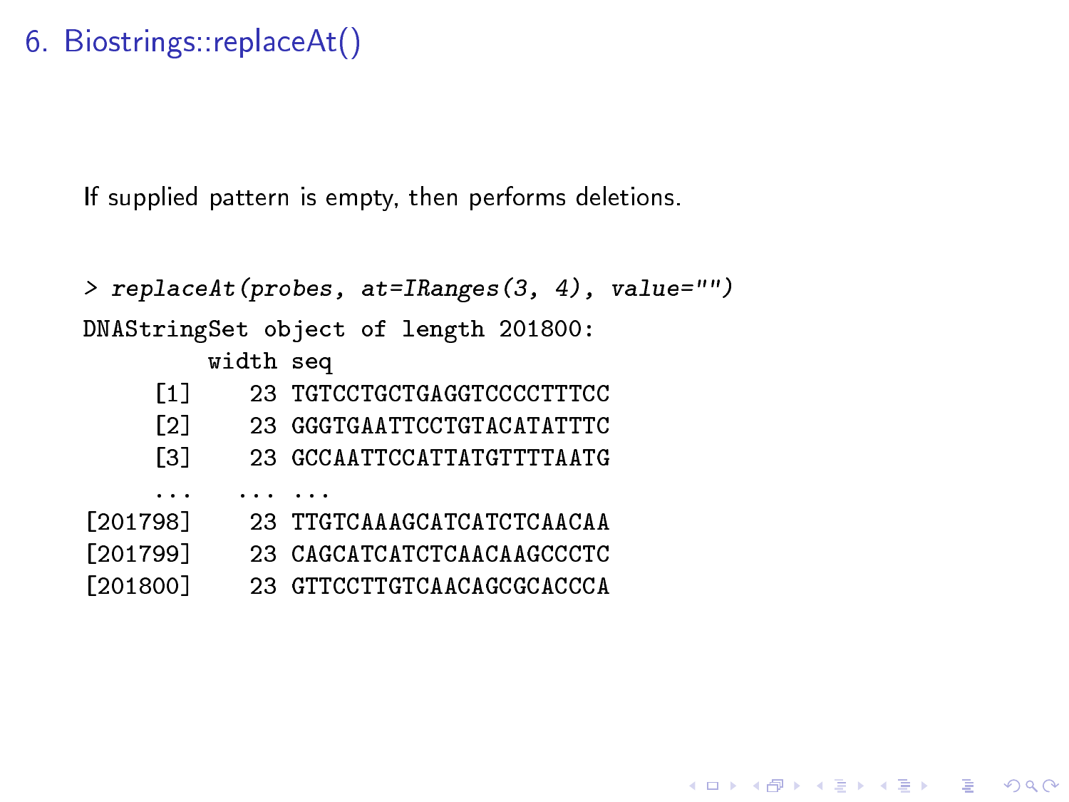## 6. Biostrings::replaceAt()

If supplied pattern is empty, then performs deletions.

```
> replaceAt(probes, at=IRanges(3, 4), value="")
DNAStringSet object of length 201800:
         width seq
     [1]    23 TGTCCTGCTGAGGTCCCCTTTCC
     [2]    23 GGGTGAATTCCTGTACATATTTC
     [3]    23 GCCAATTCCATTATGTTTTAATG
     ...   ... ...
[201798]    23 TTGTCAAAGCATCATCTCAACAA
[201799]    23 CAGCATCATCTCAACAAGCCCTC
[201800]    23 GTTCCTTGTCAACAGCGCACCCA
```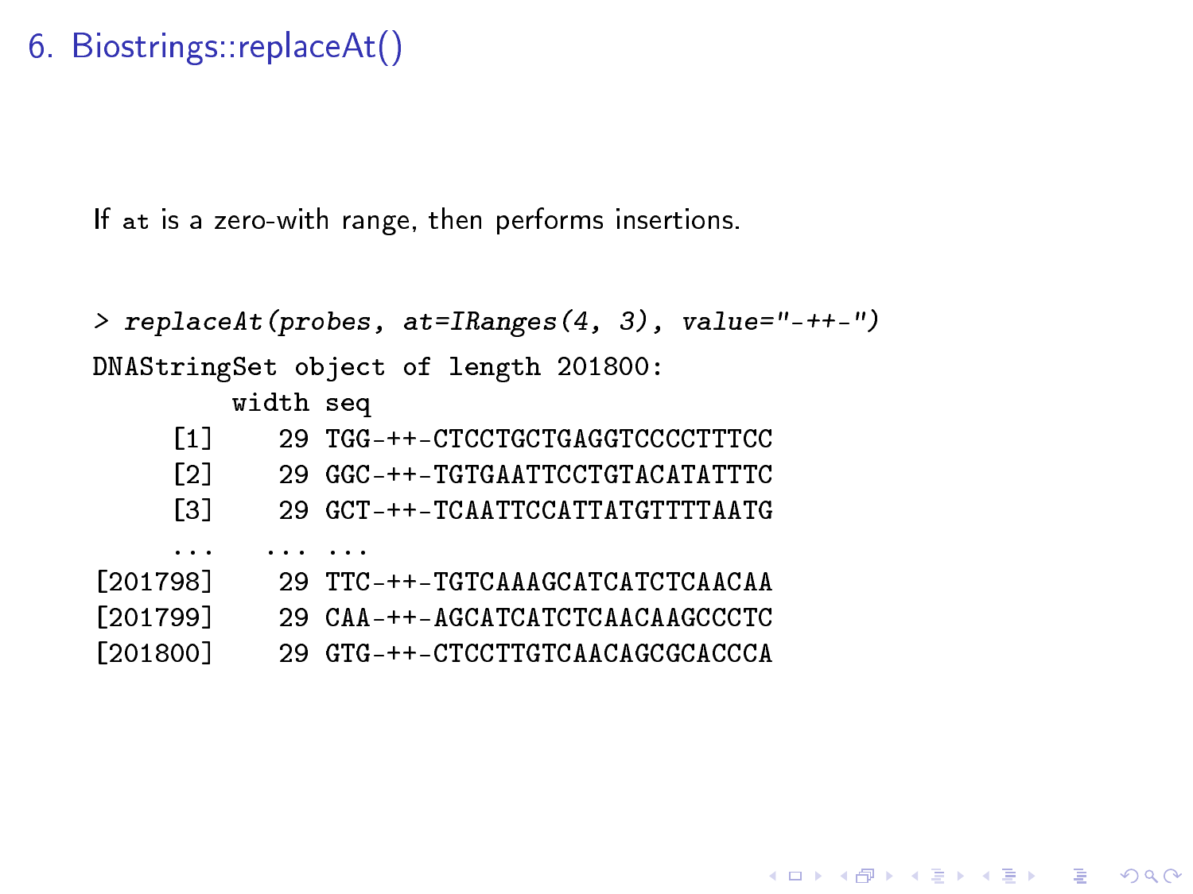# 6. Biostrings::replaceAt()

If `at` is a zero-with range, then performs insertions.

```
> replaceAt(probes, at=IRanges(4, 3), value="-++-")
DNAStringSet object of length 201800:
         width seq
     [1]    29 TGG-++-CTCCTGCTGAGGTCCCCTTTCC
     [2]    29 GGC-++-TGTGAATTCCTGTACATATTTC
     [3]    29 GCT-++-TCAATTCCATTATGTTTTAATG
     ...   ... ...
[201798]    29 TTC-++-TGTCAAAGCATCATCTCAACAA
[201799]    29 CAA-++-AGCATCATCTCAACAAGCCCTC
[201800]    29 GTG-++-CTCCTTGTCAACAGCGCACCCA
```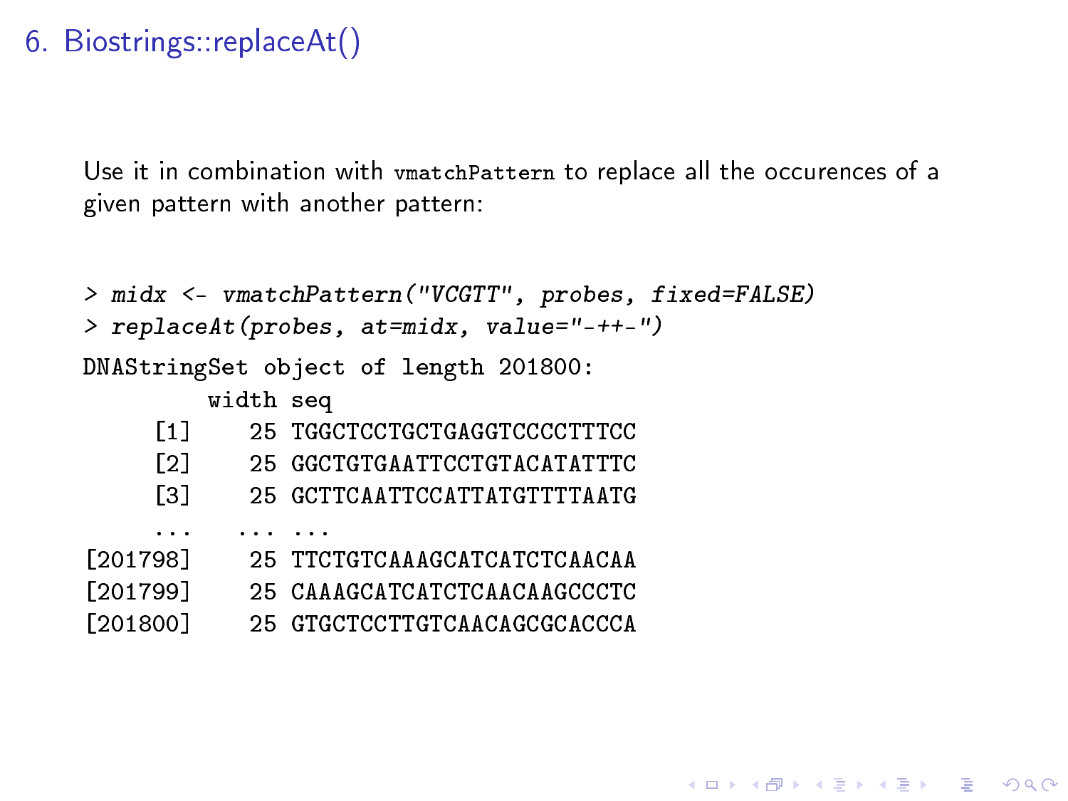# 6. Biostrings::replaceAt()

Use it in combination with `vmatchPattern` to replace all the occurences of a given pattern with another pattern:

```
> midx <- vmatchPattern("VCGTT", probes, fixed=FALSE)
> replaceAt(probes, at=midx, value="-++-")
DNAStringSet object of length 201800:
         width seq
     [1]    25 TGGCTCCTGCTGAGGTCCCCTTTCC
     [2]    25 GGCTGTGAATTCCTGTACATATTTC
     [3]    25 GCTTCAATTCCATTATGTTTTAATG
     ...   ... ...
[201798]    25 TTCTGTCAAAGCATCATCTCAACAA
[201799]    25 CAAAGCATCATCTCAACAAGCCCTC
[201800]    25 GTGCTCCTTGTCAACAGCGCACCCA
```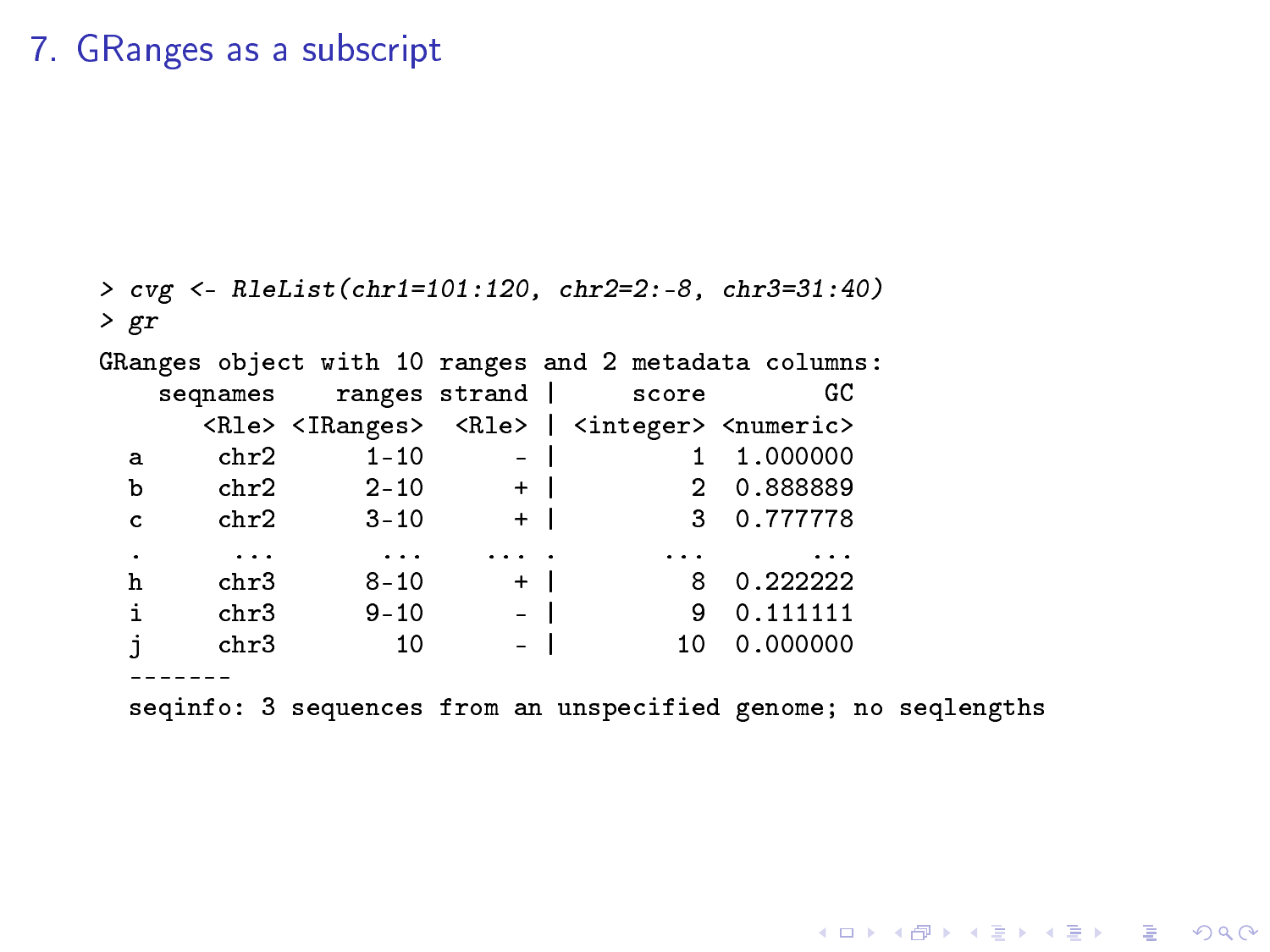# 7. GRanges as a subscript

```
> cvg <- RleList(chr1=101:120, chr2=2:-8, chr3=31:40)
> gr
GRanges object with 10 ranges and 2 metadata columns:
    seqnames    ranges strand |     score        GC
       <Rle> <IRanges>  <Rle> | <integer> <numeric>
  a     chr2      1-10      - |         1  1.000000
  b     chr2      2-10      + |         2  0.888889
  c     chr2      3-10      + |         3  0.777778
  .      ...       ...    ... .       ...       ...
  h     chr3      8-10      + |         8  0.222222
  i     chr3      9-10      - |         9  0.111111
  j     chr3        10      - |        10  0.000000
  -------
  seqinfo: 3 sequences from an unspecified genome; no seqlengths
```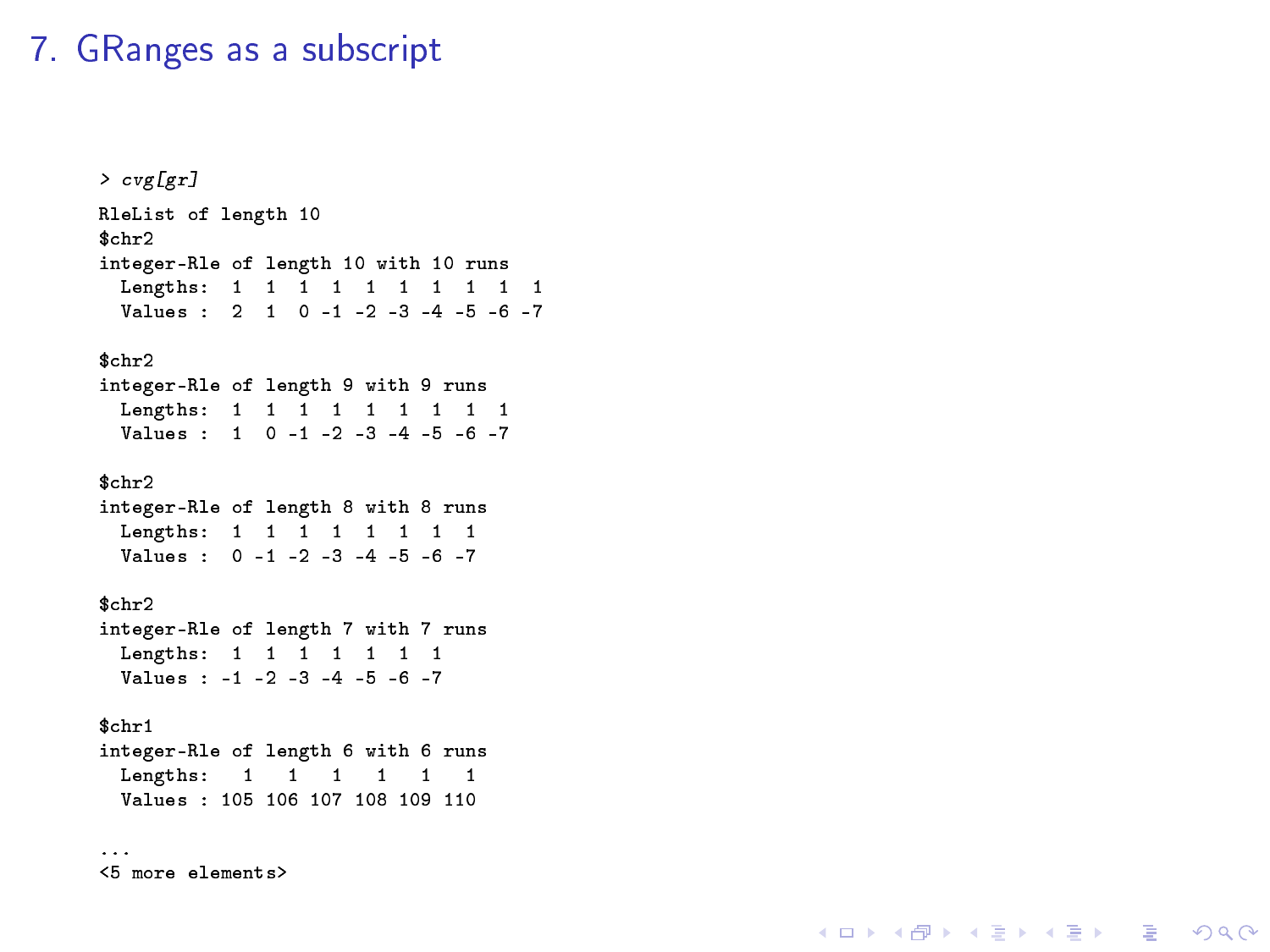# 7. GRanges as a subscript

```
> cvg[gr]
RleList of length 10
$chr2
integer-Rle of length 10 with 10 runs
  Lengths:  1  1  1  1  1  1  1  1  1  1
  Values :  2  1  0 -1 -2 -3 -4 -5 -6 -7

$chr2
integer-Rle of length 9 with 9 runs
  Lengths:  1  1  1  1  1  1  1  1  1
  Values :  1  0 -1 -2 -3 -4 -5 -6 -7

$chr2
integer-Rle of length 8 with 8 runs
  Lengths:  1  1  1  1  1  1  1  1
  Values :  0 -1 -2 -3 -4 -5 -6 -7

$chr2
integer-Rle of length 7 with 7 runs
  Lengths:  1  1  1  1  1  1  1
  Values : -1 -2 -3 -4 -5 -6 -7

$chr1
integer-Rle of length 6 with 6 runs
  Lengths:   1   1   1   1   1   1
  Values : 105 106 107 108 109 110

...
<5 more elements>
```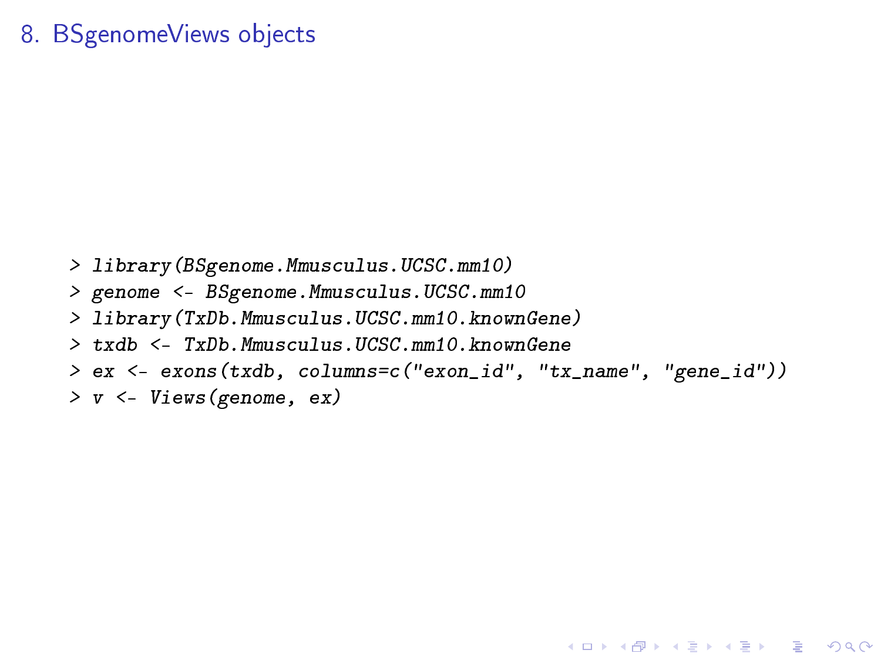# 8. BSgenomeViews objects

```
> library(BSgenome.Mmusculus.UCSC.mm10)
> genome <- BSgenome.Mmusculus.UCSC.mm10
> library(TxDb.Mmusculus.UCSC.mm10.knownGene)
> txdb <- TxDb.Mmusculus.UCSC.mm10.knownGene
> ex <- exons(txdb, columns=c("exon_id", "tx_name", "gene_id"))
> v <- Views(genome, ex)
```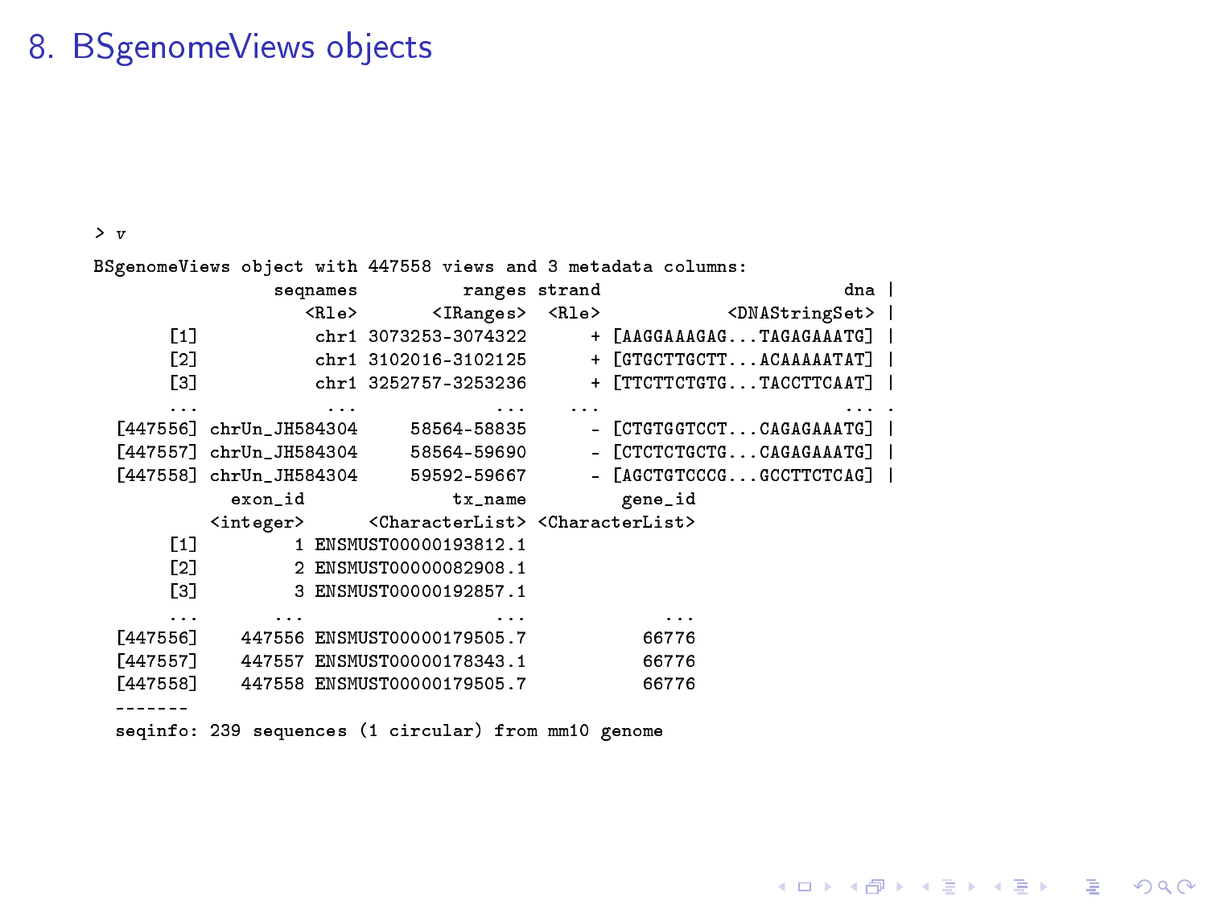# 8. BSgenomeViews objects

```
> v
BSgenomeViews object with 447558 views and 3 metadata columns:
                 seqnames          ranges strand                     dna |
                    <Rle>       <IRanges>  <Rle>          <DNAStringSet> |
       [1]           chr1 3073253-3074322      + [AAGGAAAGAG...TAGAGAAATG] |
       [2]           chr1 3102016-3102125      + [GTGCTTGCTT...ACAAAAATAT] |
       [3]           chr1 3252757-3253236      + [TTCTTCTGTG...TACCTTCAAT] |
       ...            ...             ...    ...                     ... .
  [447556] chrUn_JH584304     58564-58835      - [CTGTGGTCCT...CAGAGAAATG] |
  [447557] chrUn_JH584304     58564-59690      - [CTCTCTGCTG...CAGAGAAATG] |
  [447558] chrUn_JH584304     59592-59667      - [AGCTGTCCCG...GCCTTCTCAG] |
             exon_id            tx_name         gene_id
           <integer>    <CharacterList> <CharacterList>
       [1]         1 ENSMUST00000193812.1
       [2]         2 ENSMUST00000082908.1
       [3]         3 ENSMUST00000192857.1
       ...       ...                ...             ...
  [447556]    447556 ENSMUST00000179505.7           66776
  [447557]    447557 ENSMUST00000178343.1           66776
  [447558]    447558 ENSMUST00000179505.7           66776
  -------
  seqinfo: 239 sequences (1 circular) from mm10 genome
```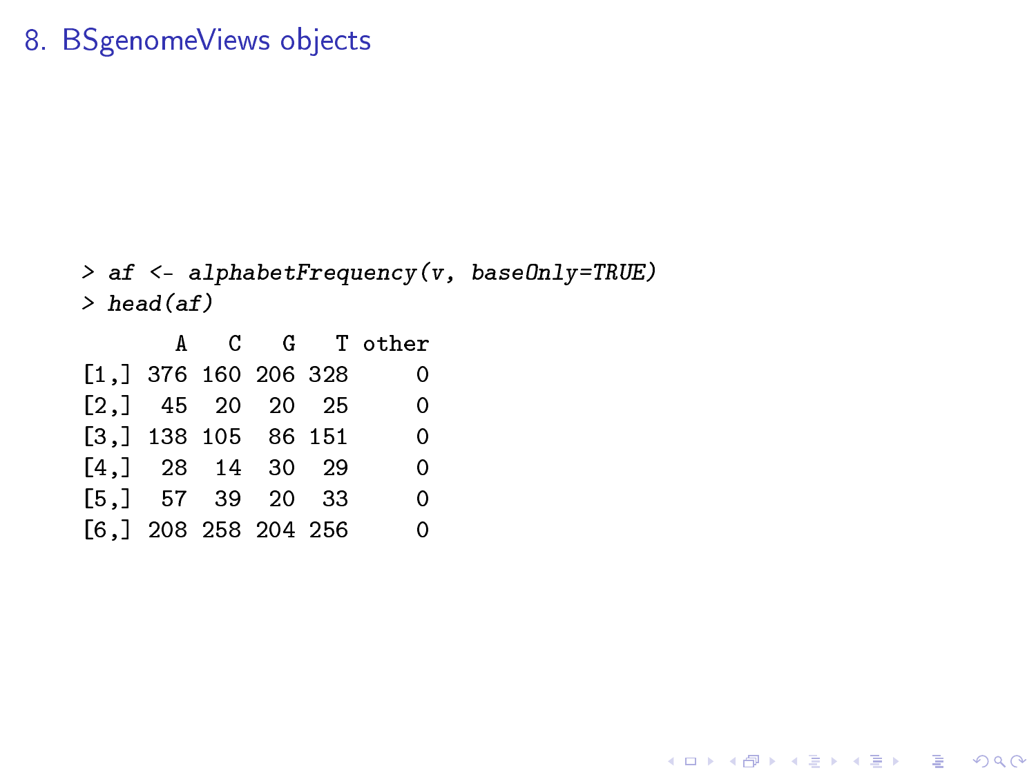# 8. BSgenomeViews objects

```
> af <- alphabetFrequency(v, baseOnly=TRUE)
> head(af)
       A   C   G   T other
[1,] 376 160 206 328     0
[2,]  45  20  20  25     0
[3,] 138 105  86 151     0
[4,]  28  14  30  29     0
[5,]  57  39  20  33     0
[6,] 208 258 204 256     0
```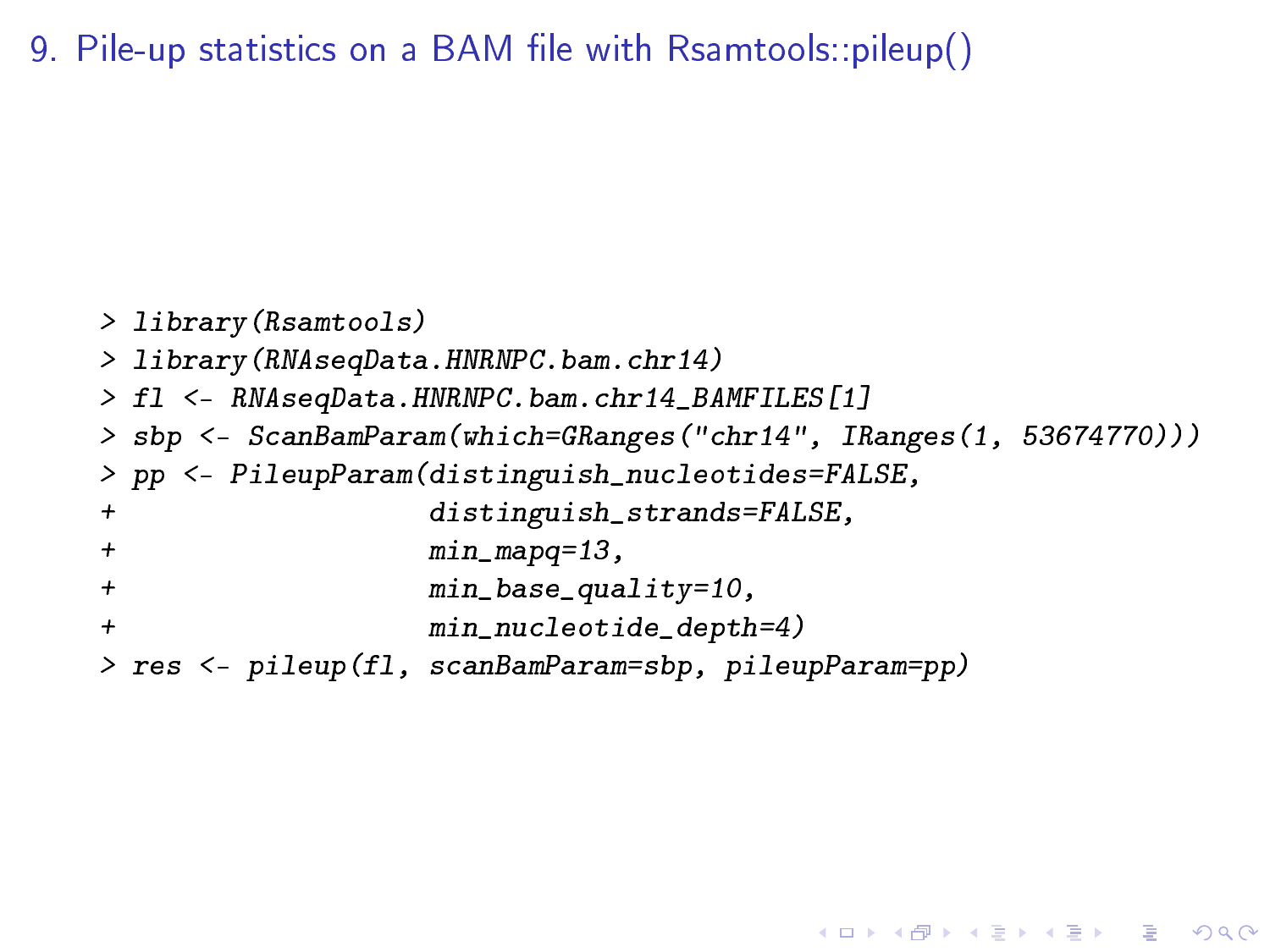# 9. Pile-up statistics on a BAM file with Rsamtools::pileup()

```
> library(Rsamtools)
> library(RNAseqData.HNRNPC.bam.chr14)
> fl <- RNAseqData.HNRNPC.bam.chr14_BAMFILES[1]
> sbp <- ScanBamParam(which=GRanges("chr14", IRanges(1, 53674770)))
> pp <- PileupParam(distinguish_nucleotides=FALSE,
+                   distinguish_strands=FALSE,
+                   min_mapq=13,
+                   min_base_quality=10,
+                   min_nucleotide_depth=4)
> res <- pileup(fl, scanBamParam=sbp, pileupParam=pp)
```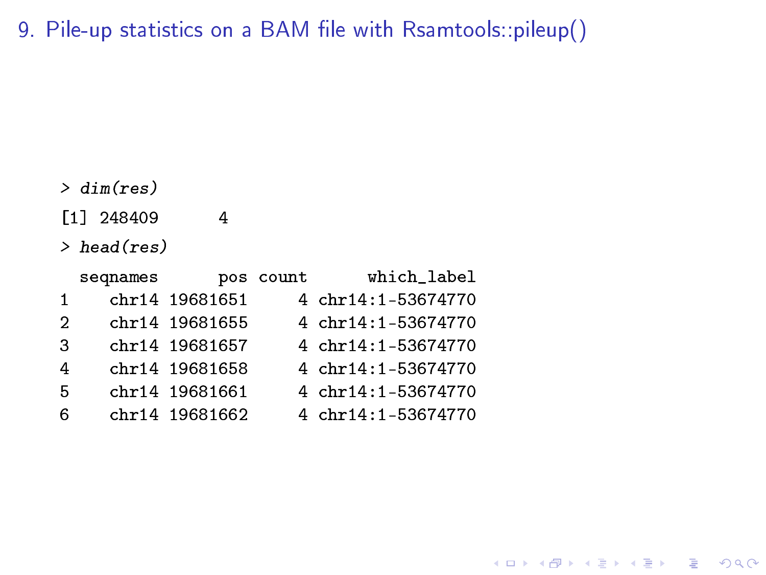# 9. Pile-up statistics on a BAM file with Rsamtools::pileup()

```
> dim(res)
[1] 248409      4
> head(res)
  seqnames      pos count      which_label
1    chr14 19681651     4 chr14:1-53674770
2    chr14 19681655     4 chr14:1-53674770
3    chr14 19681657     4 chr14:1-53674770
4    chr14 19681658     4 chr14:1-53674770
5    chr14 19681661     4 chr14:1-53674770
6    chr14 19681662     4 chr14:1-53674770
```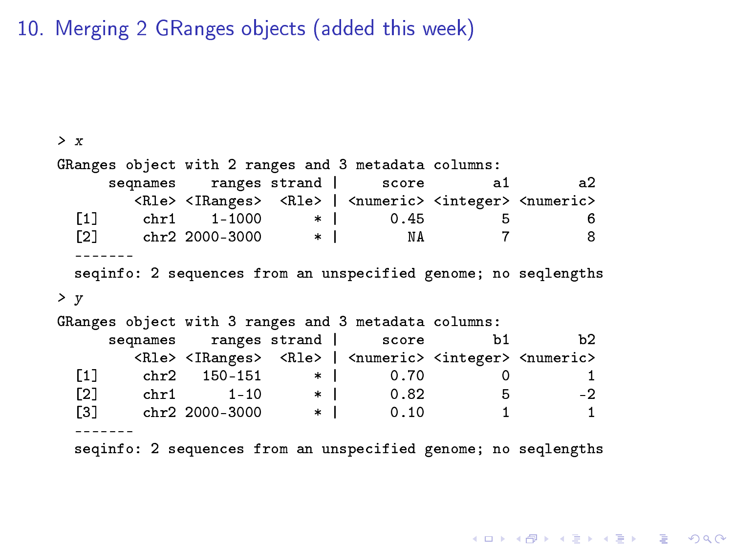## 10. Merging 2 GRanges objects (added this week)

```
> x
GRanges object with 2 ranges and 3 metadata columns:
      seqnames    ranges strand |     score        a1        a2
         <Rle> <IRanges>  <Rle> | <numeric> <integer> <numeric>
  [1]     chr1    1-1000      * |      0.45         5         6
  [2]     chr2 2000-3000      * |        NA         7         8
  -------
  seqinfo: 2 sequences from an unspecified genome; no seqlengths
> y
GRanges object with 3 ranges and 3 metadata columns:
      seqnames    ranges strand |     score        b1        b2
         <Rle> <IRanges>  <Rle> | <numeric> <integer> <numeric>
  [1]     chr2   150-151      * |      0.70         0         1
  [2]     chr1      1-10      * |      0.82         5        -2
  [3]     chr2 2000-3000      * |      0.10         1         1
  -------
  seqinfo: 2 sequences from an unspecified genome; no seqlengths
```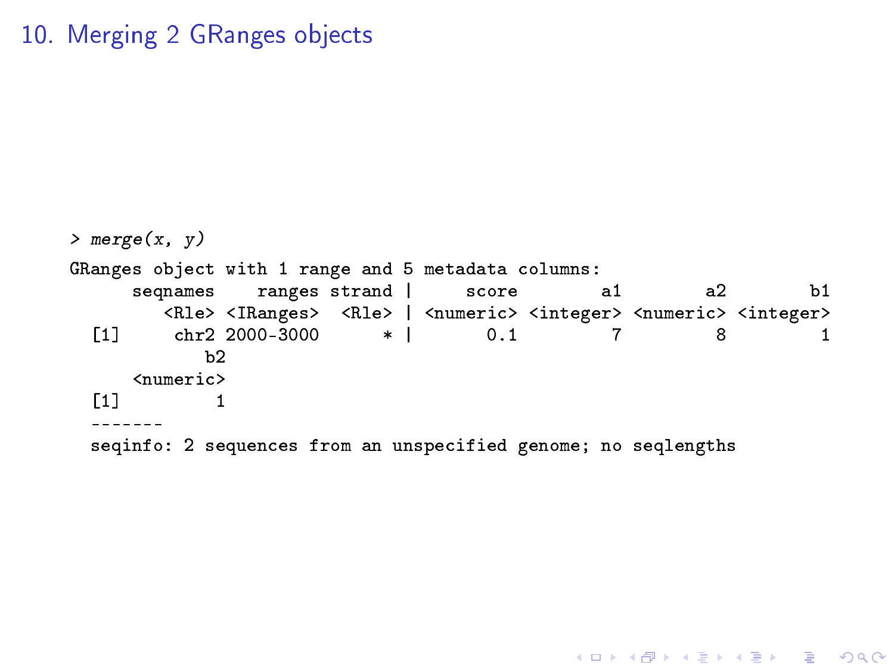## 10. Merging 2 GRanges objects

```
> merge(x, y)
GRanges object with 1 range and 5 metadata columns:
      seqnames    ranges strand |     score        a1        a2        b1
         <Rle> <IRanges>  <Rle> | <numeric> <integer> <numeric> <integer>
  [1]     chr2 2000-3000      * |       0.1         7         8         1
             b2
      <numeric>
  [1]         1
  -------
  seqinfo: 2 sequences from an unspecified genome; no seqlengths
```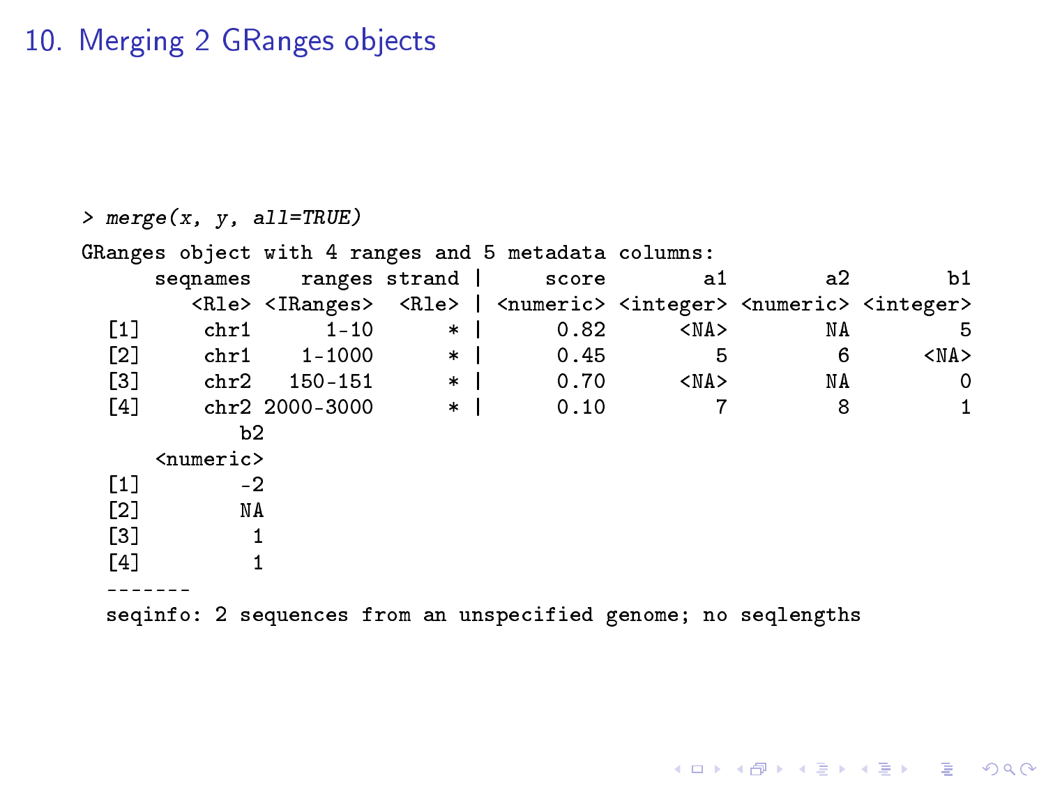# 10. Merging 2 GRanges objects

```
> merge(x, y, all=TRUE)
GRanges object with 4 ranges and 5 metadata columns:
      seqnames      ranges strand |     score        a1        a2        b1
         <Rle>   <IRanges>  <Rle> | <numeric> <integer> <numeric> <integer>
  [1]     chr1        1-10      * |      0.82      <NA>        NA         5
  [2]     chr1      1-1000      * |      0.45         5         6      <NA>
  [3]     chr2     150-151      * |      0.70      <NA>        NA         0
  [4]     chr2   2000-3000      * |      0.10         7         8         1
             b2
      <numeric>
  [1]        -2
  [2]        NA
  [3]         1
  [4]         1
  -------
  seqinfo: 2 sequences from an unspecified genome; no seqlengths
```